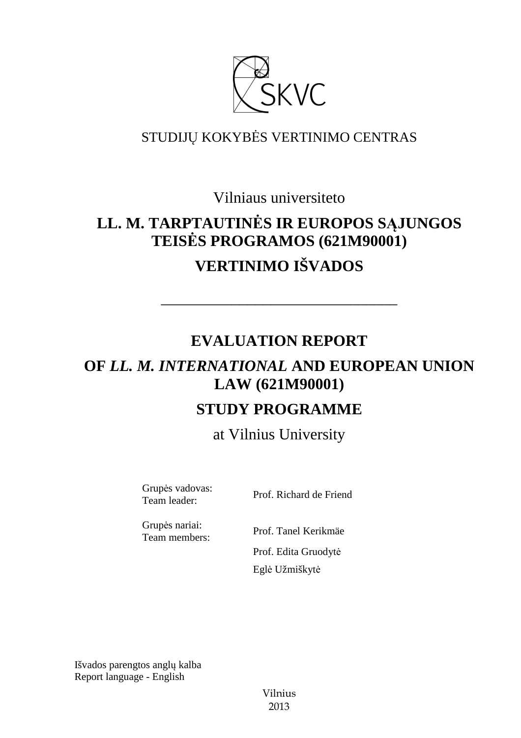SKVC

STUDIJŲ KOKYBĖS VERTINIMO CENTRAS

Vilniaus universiteto

# LL. M. TARPTAUTINĖS IR EUROPOS SĄJUNGOS TEISĖS PROGRAMOS (621M90001)

# VERTINIMO IŠVADOS

---

# EVALUATION REPORT

# OF *LL. M. INTERNATIONAL* AND EUROPEAN UNION LAW (621M90001)

# STUDY PROGRAMME

at Vilnius University

| | |
|---|---|
| Grupės vadovas:<br>Team leader: | Prof. Richard de Friend |
| Grupės nariai:<br>Team members: | Prof. Tanel Kerikmäe |
| | Prof. Edita Gruodytė |
| | Eglė Užmiškytė |

Išvados parengtos anglų kalba
Report language - English

Vilnius
2013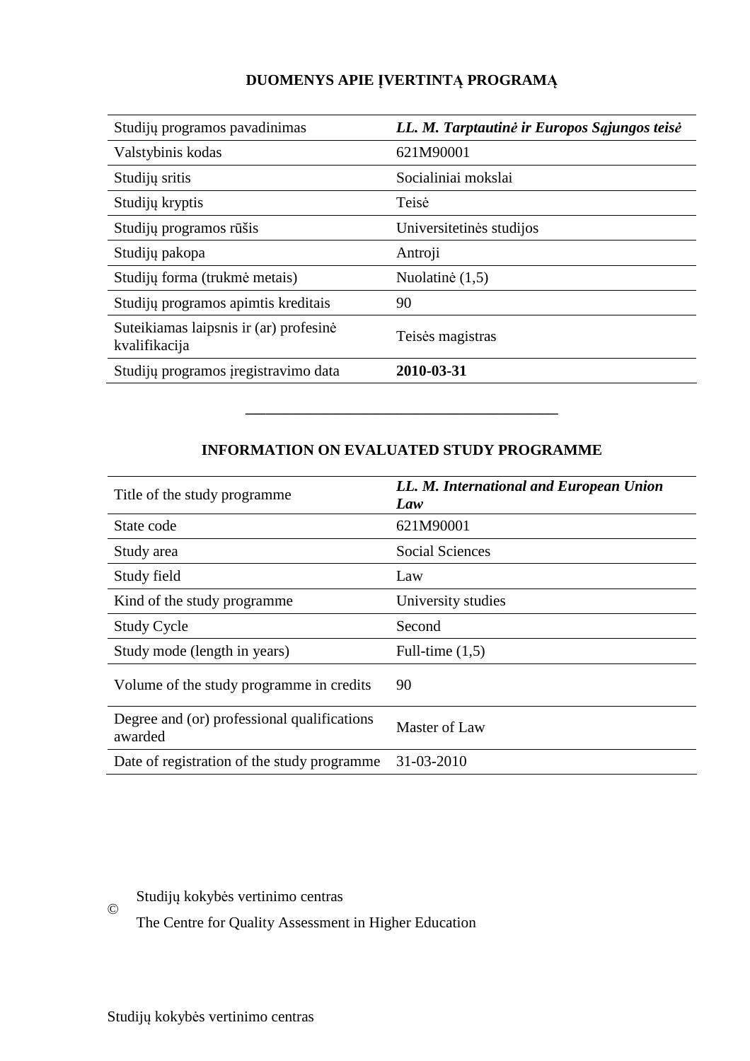## DUOMENYS APIE ĮVERTINTĄ PROGRAMĄ

| | |
|---|---|
| Studijų programos pavadinimas | ***LL. M. Tarptautinė ir Europos Sąjungos teisė*** |
| Valstybinis kodas | 621M90001 |
| Studijų sritis | Socialiniai mokslai |
| Studijų kryptis | Teisė |
| Studijų programos rūšis | Universitetinės studijos |
| Studijų pakopa | Antroji |
| Studijų forma (trukmė metais) | Nuolatinė (1,5) |
| Studijų programos apimtis kreditais | 90 |
| Suteikiamas laipsnis ir (ar) profesinė kvalifikacija | Teisės magistras |
| Studijų programos įregistravimo data | **2010-03-31** |

---

## INFORMATION ON EVALUATED STUDY PROGRAMME

| | |
|---|---|
| Title of the study programme | ***LL. M. International and European Union Law*** |
| State code | 621M90001 |
| Study area | Social Sciences |
| Study field | Law |
| Kind of the study programme | University studies |
| Study Cycle | Second |
| Study mode (length in years) | Full-time (1,5) |
| Volume of the study programme in credits | 90 |
| Degree and (or) professional qualifications awarded | Master of Law |
| Date of registration of the study programme | 31-03-2010 |

© Studijų kokybės vertinimo centras

The Centre for Quality Assessment in Higher Education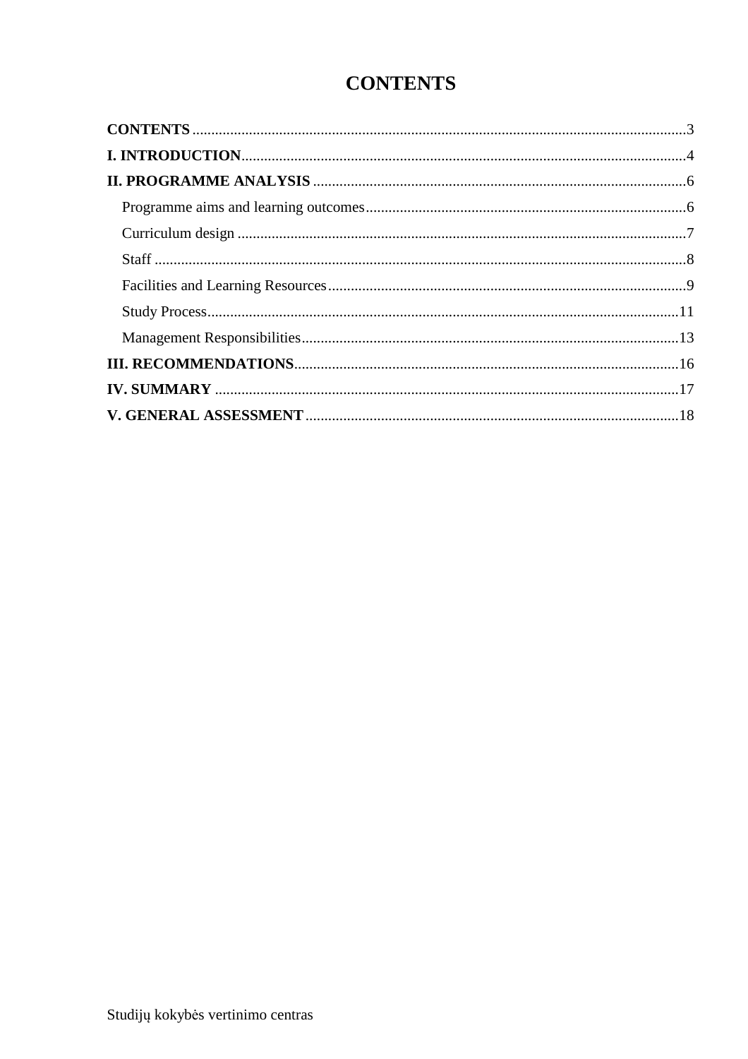# CONTENTS

**CONTENTS** .......... 3
**I. INTRODUCTION** .......... 4
**II. PROGRAMME ANALYSIS** .......... 6
  Programme aims and learning outcomes .......... 6
  Curriculum design .......... 7
  Staff .......... 8
  Facilities and Learning Resources .......... 9
  Study Process .......... 11
  Management Responsibilities .......... 13
**III. RECOMMENDATIONS** .......... 16
**IV. SUMMARY** .......... 17
**V. GENERAL ASSESSMENT** .......... 18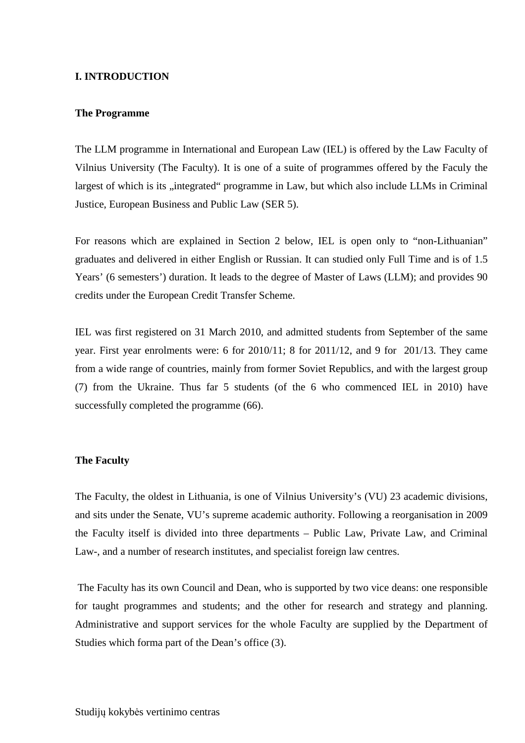## I. INTRODUCTION

### The Programme

The LLM programme in International and European Law (IEL) is offered by the Law Faculty of Vilnius University (The Faculty). It is one of a suite of programmes offered by the Faculy the largest of which is its „integrated“ programme in Law, but which also include LLMs in Criminal Justice, European Business and Public Law (SER 5).

For reasons which are explained in Section 2 below, IEL is open only to "non-Lithuanian" graduates and delivered in either English or Russian. It can studied only Full Time and is of 1.5 Years' (6 semesters') duration. It leads to the degree of Master of Laws (LLM); and provides 90 credits under the European Credit Transfer Scheme.

IEL was first registered on 31 March 2010, and admitted students from September of the same year. First year enrolments were: 6 for 2010/11; 8 for 2011/12, and 9 for 201/13. They came from a wide range of countries, mainly from former Soviet Republics, and with the largest group (7) from the Ukraine. Thus far 5 students (of the 6 who commenced IEL in 2010) have successfully completed the programme (66).

### The Faculty

The Faculty, the oldest in Lithuania, is one of Vilnius University's (VU) 23 academic divisions, and sits under the Senate, VU's supreme academic authority. Following a reorganisation in 2009 the Faculty itself is divided into three departments – Public Law, Private Law, and Criminal Law-, and a number of research institutes, and specialist foreign law centres.

The Faculty has its own Council and Dean, who is supported by two vice deans: one responsible for taught programmes and students; and the other for research and strategy and planning. Administrative and support services for the whole Faculty are supplied by the Department of Studies which forma part of the Dean's office (3).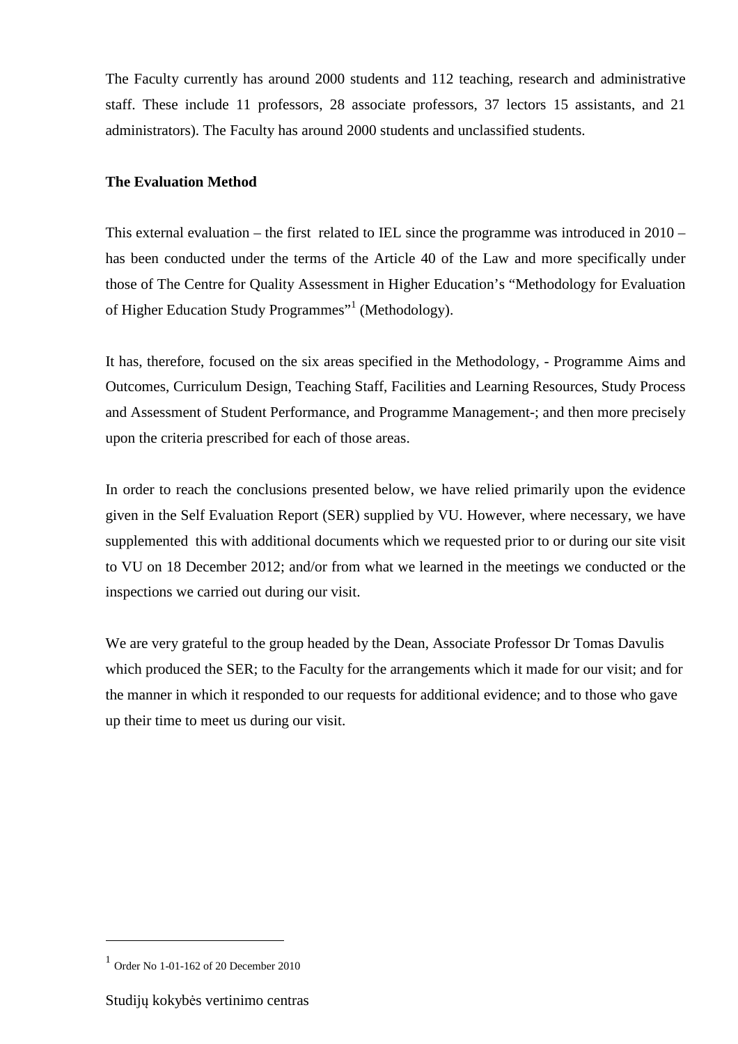The Faculty currently has around 2000 students and 112 teaching, research and administrative staff. These include 11 professors, 28 associate professors, 37 lectors 15 assistants, and 21 administrators). The Faculty has around 2000 students and unclassified students.

**The Evaluation Method**

This external evaluation – the first related to IEL since the programme was introduced in 2010 – has been conducted under the terms of the Article 40 of the Law and more specifically under those of The Centre for Quality Assessment in Higher Education's "Methodology for Evaluation of Higher Education Study Programmes"[1] (Methodology).

It has, therefore, focused on the six areas specified in the Methodology, - Programme Aims and Outcomes, Curriculum Design, Teaching Staff, Facilities and Learning Resources, Study Process and Assessment of Student Performance, and Programme Management-; and then more precisely upon the criteria prescribed for each of those areas.

In order to reach the conclusions presented below, we have relied primarily upon the evidence given in the Self Evaluation Report (SER) supplied by VU. However, where necessary, we have supplemented this with additional documents which we requested prior to or during our site visit to VU on 18 December 2012; and/or from what we learned in the meetings we conducted or the inspections we carried out during our visit.

We are very grateful to the group headed by the Dean, Associate Professor Dr Tomas Davulis which produced the SER; to the Faculty for the arrangements which it made for our visit; and for the manner in which it responded to our requests for additional evidence; and to those who gave up their time to meet us during our visit.

[1] Order No 1-01-162 of 20 December 2010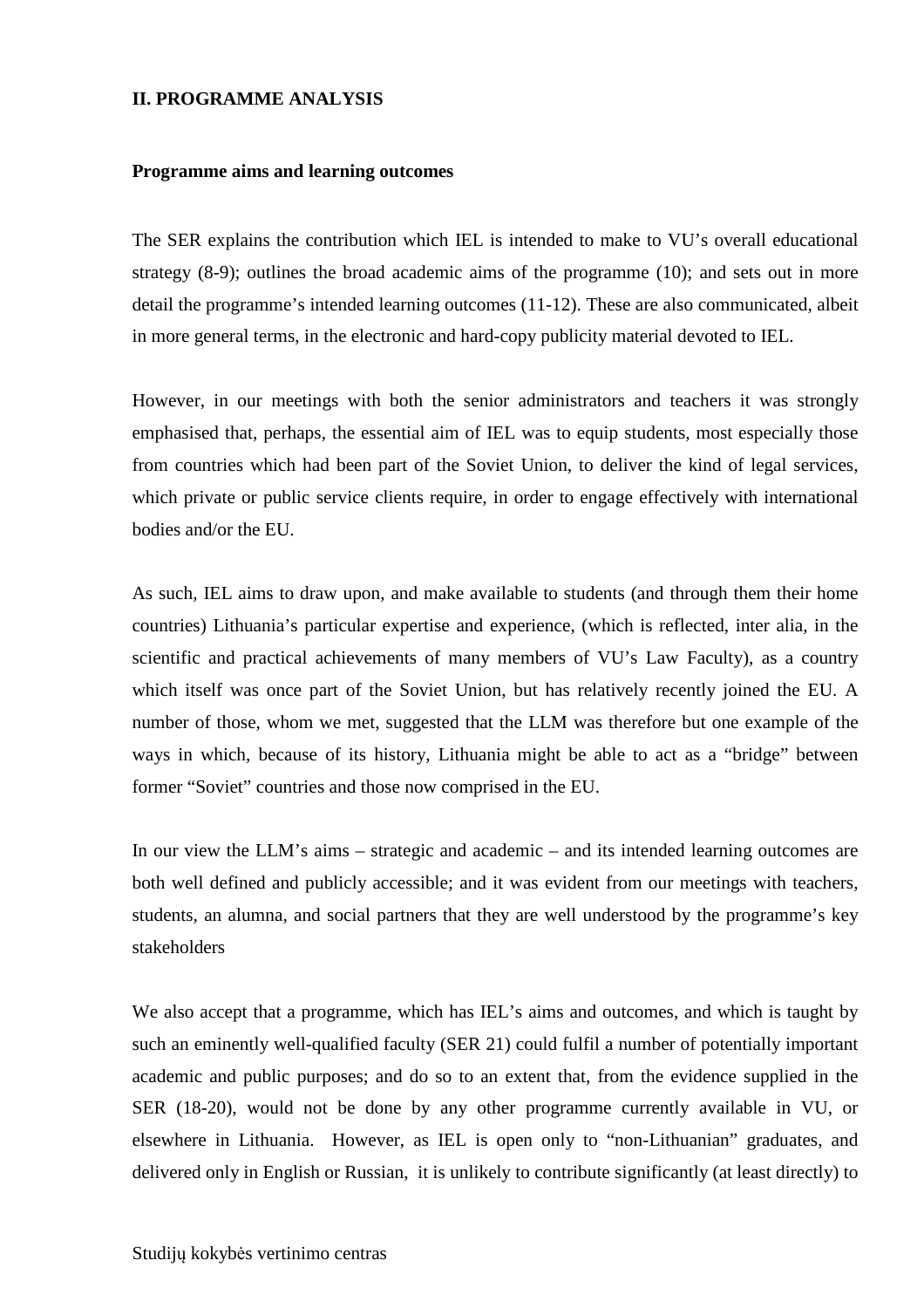## II. PROGRAMME ANALYSIS

### Programme aims and learning outcomes

The SER explains the contribution which IEL is intended to make to VU's overall educational strategy (8-9); outlines the broad academic aims of the programme (10); and sets out in more detail the programme's intended learning outcomes (11-12). These are also communicated, albeit in more general terms, in the electronic and hard-copy publicity material devoted to IEL.

However, in our meetings with both the senior administrators and teachers it was strongly emphasised that, perhaps, the essential aim of IEL was to equip students, most especially those from countries which had been part of the Soviet Union, to deliver the kind of legal services, which private or public service clients require, in order to engage effectively with international bodies and/or the EU.

As such, IEL aims to draw upon, and make available to students (and through them their home countries) Lithuania's particular expertise and experience, (which is reflected, inter alia, in the scientific and practical achievements of many members of VU's Law Faculty), as a country which itself was once part of the Soviet Union, but has relatively recently joined the EU. A number of those, whom we met, suggested that the LLM was therefore but one example of the ways in which, because of its history, Lithuania might be able to act as a "bridge" between former "Soviet" countries and those now comprised in the EU.

In our view the LLM's aims – strategic and academic – and its intended learning outcomes are both well defined and publicly accessible; and it was evident from our meetings with teachers, students, an alumna, and social partners that they are well understood by the programme's key stakeholders

We also accept that a programme, which has IEL's aims and outcomes, and which is taught by such an eminently well-qualified faculty (SER 21) could fulfil a number of potentially important academic and public purposes; and do so to an extent that, from the evidence supplied in the SER (18-20), would not be done by any other programme currently available in VU, or elsewhere in Lithuania. However, as IEL is open only to "non-Lithuanian" graduates, and delivered only in English or Russian, it is unlikely to contribute significantly (at least directly) to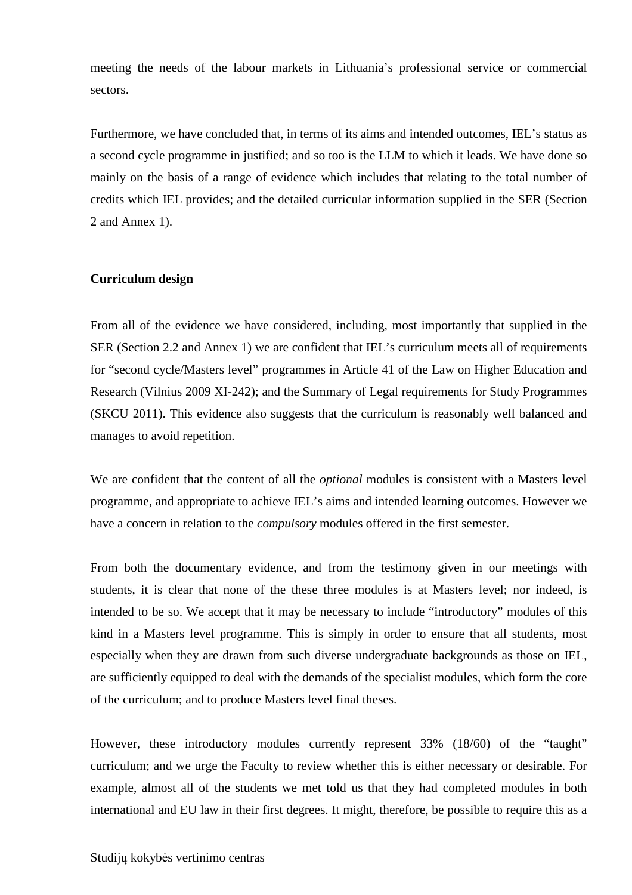meeting the needs of the labour markets in Lithuania's professional service or commercial sectors.

Furthermore, we have concluded that, in terms of its aims and intended outcomes, IEL's status as a second cycle programme in justified; and so too is the LLM to which it leads. We have done so mainly on the basis of a range of evidence which includes that relating to the total number of credits which IEL provides; and the detailed curricular information supplied in the SER (Section 2 and Annex 1).

**Curriculum design**

From all of the evidence we have considered, including, most importantly that supplied in the SER (Section 2.2 and Annex 1) we are confident that IEL's curriculum meets all of requirements for "second cycle/Masters level" programmes in Article 41 of the Law on Higher Education and Research (Vilnius 2009 XI-242); and the Summary of Legal requirements for Study Programmes (SKCU 2011). This evidence also suggests that the curriculum is reasonably well balanced and manages to avoid repetition.

We are confident that the content of all the *optional* modules is consistent with a Masters level programme, and appropriate to achieve IEL's aims and intended learning outcomes. However we have a concern in relation to the *compulsory* modules offered in the first semester.

From both the documentary evidence, and from the testimony given in our meetings with students, it is clear that none of the these three modules is at Masters level; nor indeed, is intended to be so. We accept that it may be necessary to include "introductory" modules of this kind in a Masters level programme. This is simply in order to ensure that all students, most especially when they are drawn from such diverse undergraduate backgrounds as those on IEL, are sufficiently equipped to deal with the demands of the specialist modules, which form the core of the curriculum; and to produce Masters level final theses.

However, these introductory modules currently represent 33% (18/60) of the "taught" curriculum; and we urge the Faculty to review whether this is either necessary or desirable. For example, almost all of the students we met told us that they had completed modules in both international and EU law in their first degrees. It might, therefore, be possible to require this as a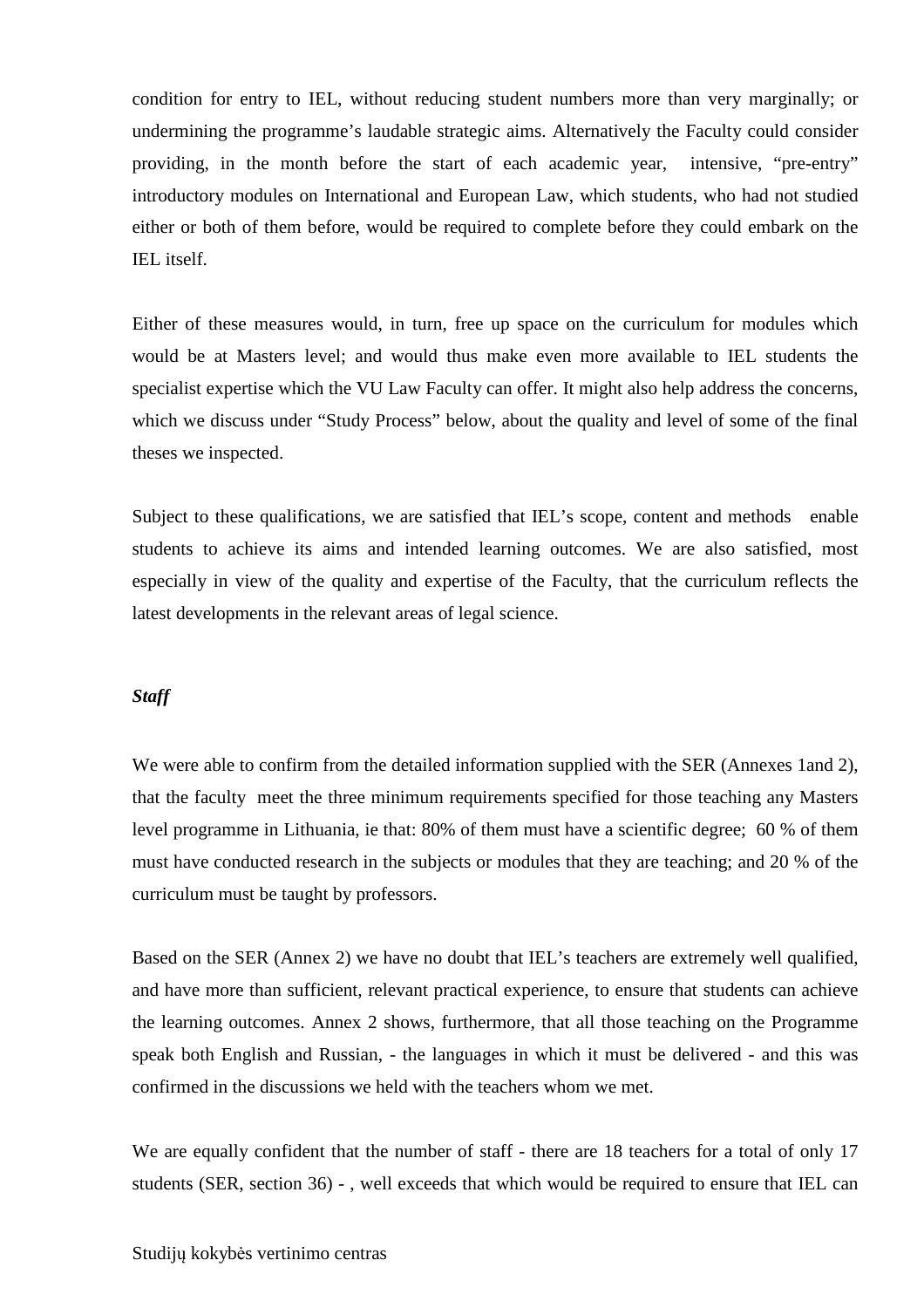condition for entry to IEL, without reducing student numbers more than very marginally; or undermining the programme's laudable strategic aims. Alternatively the Faculty could consider providing, in the month before the start of each academic year, intensive, "pre-entry" introductory modules on International and European Law, which students, who had not studied either or both of them before, would be required to complete before they could embark on the IEL itself.

Either of these measures would, in turn, free up space on the curriculum for modules which would be at Masters level; and would thus make even more available to IEL students the specialist expertise which the VU Law Faculty can offer. It might also help address the concerns, which we discuss under "Study Process" below, about the quality and level of some of the final theses we inspected.

Subject to these qualifications, we are satisfied that IEL's scope, content and methods enable students to achieve its aims and intended learning outcomes. We are also satisfied, most especially in view of the quality and expertise of the Faculty, that the curriculum reflects the latest developments in the relevant areas of legal science.

***Staff***

We were able to confirm from the detailed information supplied with the SER (Annexes 1and 2), that the faculty meet the three minimum requirements specified for those teaching any Masters level programme in Lithuania, ie that: 80% of them must have a scientific degree; 60 % of them must have conducted research in the subjects or modules that they are teaching; and 20 % of the curriculum must be taught by professors.

Based on the SER (Annex 2) we have no doubt that IEL's teachers are extremely well qualified, and have more than sufficient, relevant practical experience, to ensure that students can achieve the learning outcomes. Annex 2 shows, furthermore, that all those teaching on the Programme speak both English and Russian, - the languages in which it must be delivered - and this was confirmed in the discussions we held with the teachers whom we met.

We are equally confident that the number of staff - there are 18 teachers for a total of only 17 students (SER, section 36) - , well exceeds that which would be required to ensure that IEL can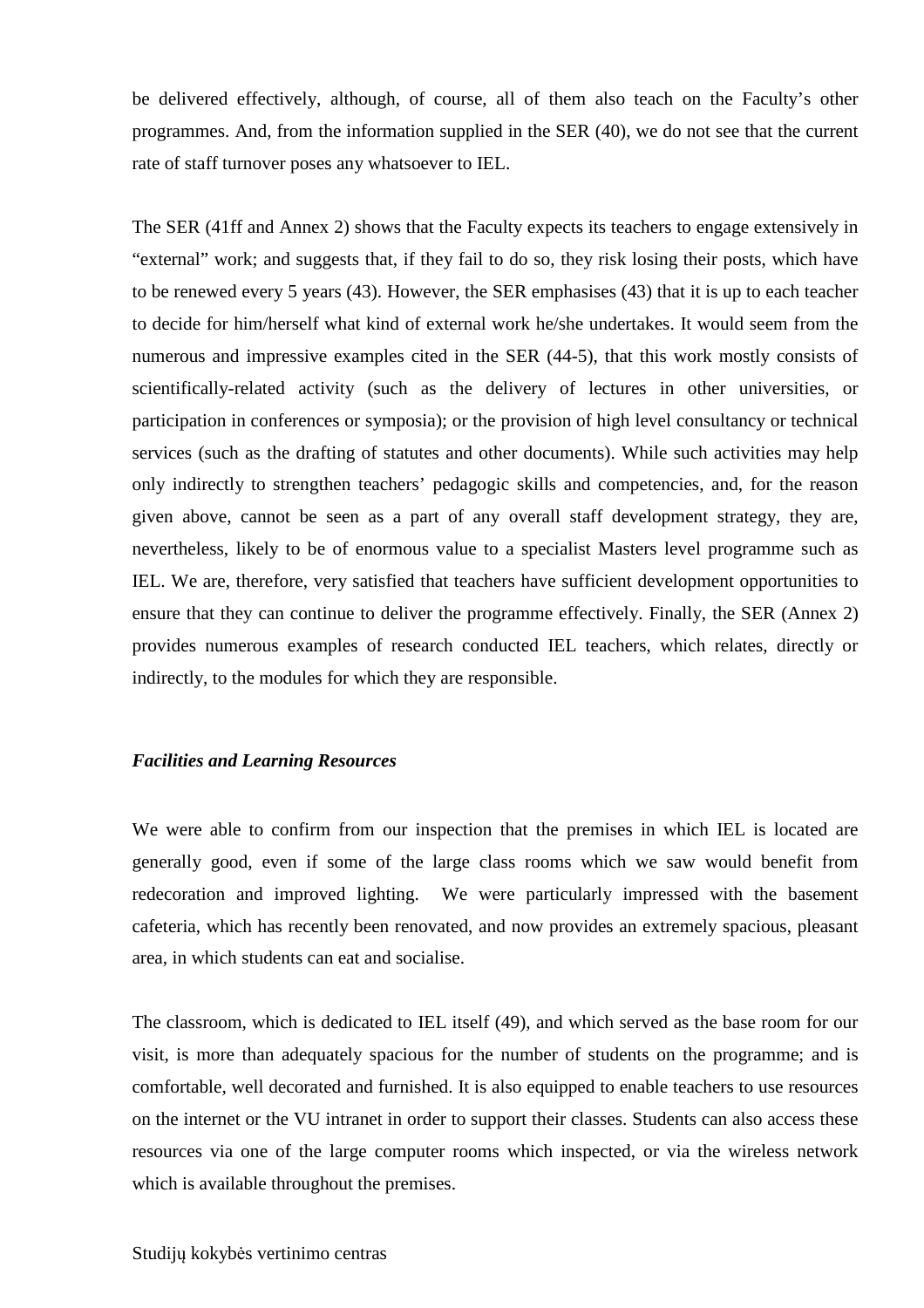be delivered effectively, although, of course, all of them also teach on the Faculty's other programmes. And, from the information supplied in the SER (40), we do not see that the current rate of staff turnover poses any whatsoever to IEL.

The SER (41ff and Annex 2) shows that the Faculty expects its teachers to engage extensively in "external" work; and suggests that, if they fail to do so, they risk losing their posts, which have to be renewed every 5 years (43). However, the SER emphasises (43) that it is up to each teacher to decide for him/herself what kind of external work he/she undertakes. It would seem from the numerous and impressive examples cited in the SER (44-5), that this work mostly consists of scientifically-related activity (such as the delivery of lectures in other universities, or participation in conferences or symposia); or the provision of high level consultancy or technical services (such as the drafting of statutes and other documents). While such activities may help only indirectly to strengthen teachers' pedagogic skills and competencies, and, for the reason given above, cannot be seen as a part of any overall staff development strategy, they are, nevertheless, likely to be of enormous value to a specialist Masters level programme such as IEL. We are, therefore, very satisfied that teachers have sufficient development opportunities to ensure that they can continue to deliver the programme effectively. Finally, the SER (Annex 2) provides numerous examples of research conducted IEL teachers, which relates, directly or indirectly, to the modules for which they are responsible.

***Facilities and Learning Resources***

We were able to confirm from our inspection that the premises in which IEL is located are generally good, even if some of the large class rooms which we saw would benefit from redecoration and improved lighting. We were particularly impressed with the basement cafeteria, which has recently been renovated, and now provides an extremely spacious, pleasant area, in which students can eat and socialise.

The classroom, which is dedicated to IEL itself (49), and which served as the base room for our visit, is more than adequately spacious for the number of students on the programme; and is comfortable, well decorated and furnished. It is also equipped to enable teachers to use resources on the internet or the VU intranet in order to support their classes. Students can also access these resources via one of the large computer rooms which inspected, or via the wireless network which is available throughout the premises.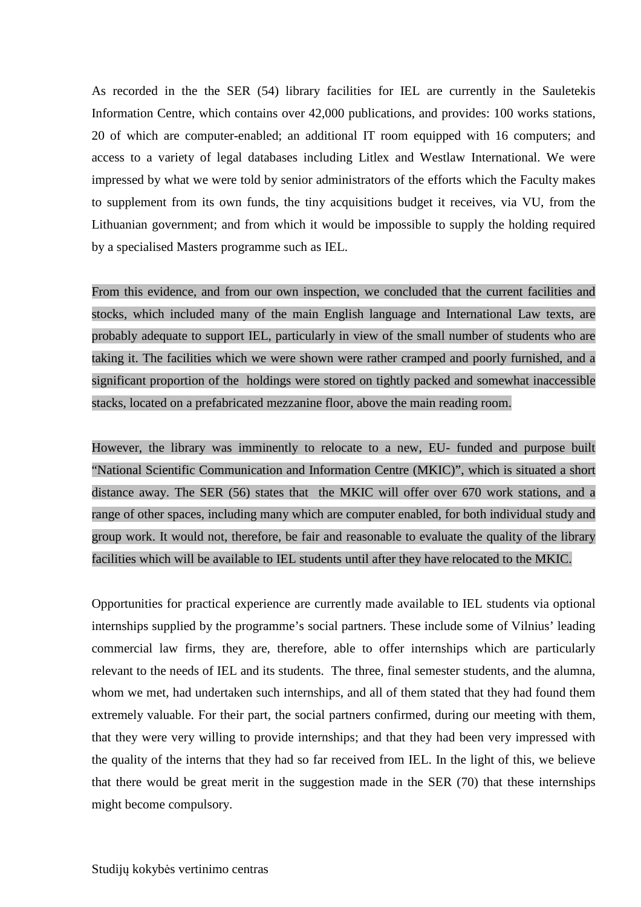As recorded in the the SER (54) library facilities for IEL are currently in the Sauletekis Information Centre, which contains over 42,000 publications, and provides: 100 works stations, 20 of which are computer-enabled; an additional IT room equipped with 16 computers; and access to a variety of legal databases including Litlex and Westlaw International. We were impressed by what we were told by senior administrators of the efforts which the Faculty makes to supplement from its own funds, the tiny acquisitions budget it receives, via VU, from the Lithuanian government; and from which it would be impossible to supply the holding required by a specialised Masters programme such as IEL.

From this evidence, and from our own inspection, we concluded that the current facilities and stocks, which included many of the main English language and International Law texts, are probably adequate to support IEL, particularly in view of the small number of students who are taking it. The facilities which we were shown were rather cramped and poorly furnished, and a significant proportion of the holdings were stored on tightly packed and somewhat inaccessible stacks, located on a prefabricated mezzanine floor, above the main reading room.

However, the library was imminently to relocate to a new, EU- funded and purpose built "National Scientific Communication and Information Centre (MKIC)", which is situated a short distance away. The SER (56) states that the MKIC will offer over 670 work stations, and a range of other spaces, including many which are computer enabled, for both individual study and group work. It would not, therefore, be fair and reasonable to evaluate the quality of the library facilities which will be available to IEL students until after they have relocated to the MKIC.

Opportunities for practical experience are currently made available to IEL students via optional internships supplied by the programme's social partners. These include some of Vilnius' leading commercial law firms, they are, therefore, able to offer internships which are particularly relevant to the needs of IEL and its students. The three, final semester students, and the alumna, whom we met, had undertaken such internships, and all of them stated that they had found them extremely valuable. For their part, the social partners confirmed, during our meeting with them, that they were very willing to provide internships; and that they had been very impressed with the quality of the interns that they had so far received from IEL. In the light of this, we believe that there would be great merit in the suggestion made in the SER (70) that these internships might become compulsory.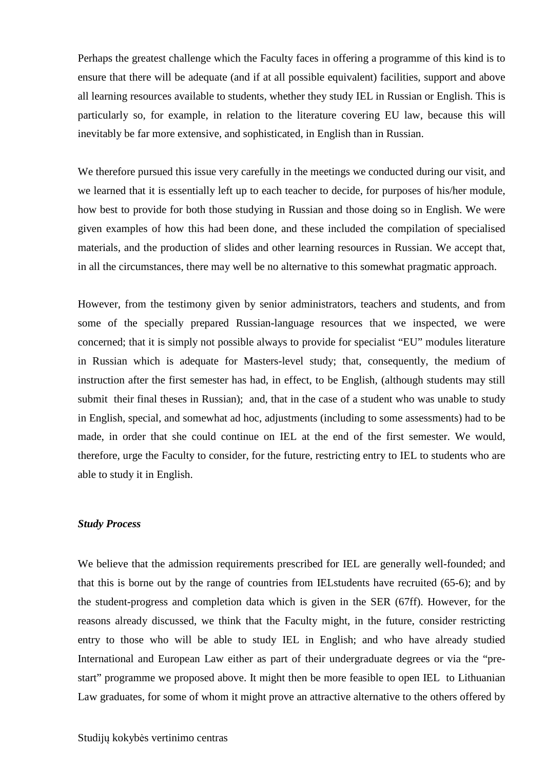Perhaps the greatest challenge which the Faculty faces in offering a programme of this kind is to ensure that there will be adequate (and if at all possible equivalent) facilities, support and above all learning resources available to students, whether they study IEL in Russian or English. This is particularly so, for example, in relation to the literature covering EU law, because this will inevitably be far more extensive, and sophisticated, in English than in Russian.

We therefore pursued this issue very carefully in the meetings we conducted during our visit, and we learned that it is essentially left up to each teacher to decide, for purposes of his/her module, how best to provide for both those studying in Russian and those doing so in English. We were given examples of how this had been done, and these included the compilation of specialised materials, and the production of slides and other learning resources in Russian. We accept that, in all the circumstances, there may well be no alternative to this somewhat pragmatic approach.

However, from the testimony given by senior administrators, teachers and students, and from some of the specially prepared Russian-language resources that we inspected, we were concerned; that it is simply not possible always to provide for specialist "EU" modules literature in Russian which is adequate for Masters-level study; that, consequently, the medium of instruction after the first semester has had, in effect, to be English, (although students may still submit their final theses in Russian); and, that in the case of a student who was unable to study in English, special, and somewhat ad hoc, adjustments (including to some assessments) had to be made, in order that she could continue on IEL at the end of the first semester. We would, therefore, urge the Faculty to consider, for the future, restricting entry to IEL to students who are able to study it in English.

***Study Process***

We believe that the admission requirements prescribed for IEL are generally well-founded; and that this is borne out by the range of countries from IELstudents have recruited (65-6); and by the student-progress and completion data which is given in the SER (67ff). However, for the reasons already discussed, we think that the Faculty might, in the future, consider restricting entry to those who will be able to study IEL in English; and who have already studied International and European Law either as part of their undergraduate degrees or via the "pre-start" programme we proposed above. It might then be more feasible to open IEL to Lithuanian Law graduates, for some of whom it might prove an attractive alternative to the others offered by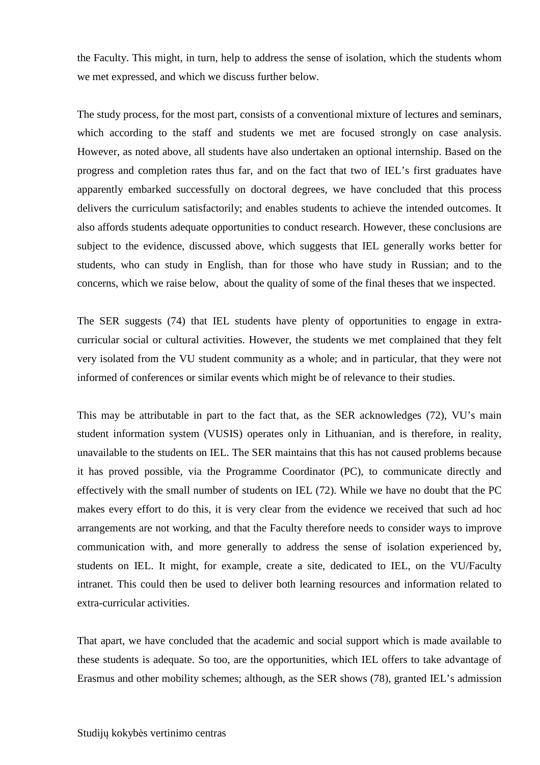the Faculty. This might, in turn, help to address the sense of isolation, which the students whom we met expressed, and which we discuss further below.

The study process, for the most part, consists of a conventional mixture of lectures and seminars, which according to the staff and students we met are focused strongly on case analysis. However, as noted above, all students have also undertaken an optional internship. Based on the progress and completion rates thus far, and on the fact that two of IEL's first graduates have apparently embarked successfully on doctoral degrees, we have concluded that this process delivers the curriculum satisfactorily; and enables students to achieve the intended outcomes. It also affords students adequate opportunities to conduct research. However, these conclusions are subject to the evidence, discussed above, which suggests that IEL generally works better for students, who can study in English, than for those who have study in Russian; and to the concerns, which we raise below, about the quality of some of the final theses that we inspected.

The SER suggests (74) that IEL students have plenty of opportunities to engage in extra-curricular social or cultural activities. However, the students we met complained that they felt very isolated from the VU student community as a whole; and in particular, that they were not informed of conferences or similar events which might be of relevance to their studies.

This may be attributable in part to the fact that, as the SER acknowledges (72), VU's main student information system (VUSIS) operates only in Lithuanian, and is therefore, in reality, unavailable to the students on IEL. The SER maintains that this has not caused problems because it has proved possible, via the Programme Coordinator (PC), to communicate directly and effectively with the small number of students on IEL (72). While we have no doubt that the PC makes every effort to do this, it is very clear from the evidence we received that such ad hoc arrangements are not working, and that the Faculty therefore needs to consider ways to improve communication with, and more generally to address the sense of isolation experienced by, students on IEL. It might, for example, create a site, dedicated to IEL, on the VU/Faculty intranet. This could then be used to deliver both learning resources and information related to extra-curricular activities.

That apart, we have concluded that the academic and social support which is made available to these students is adequate. So too, are the opportunities, which IEL offers to take advantage of Erasmus and other mobility schemes; although, as the SER shows (78), granted IEL's admission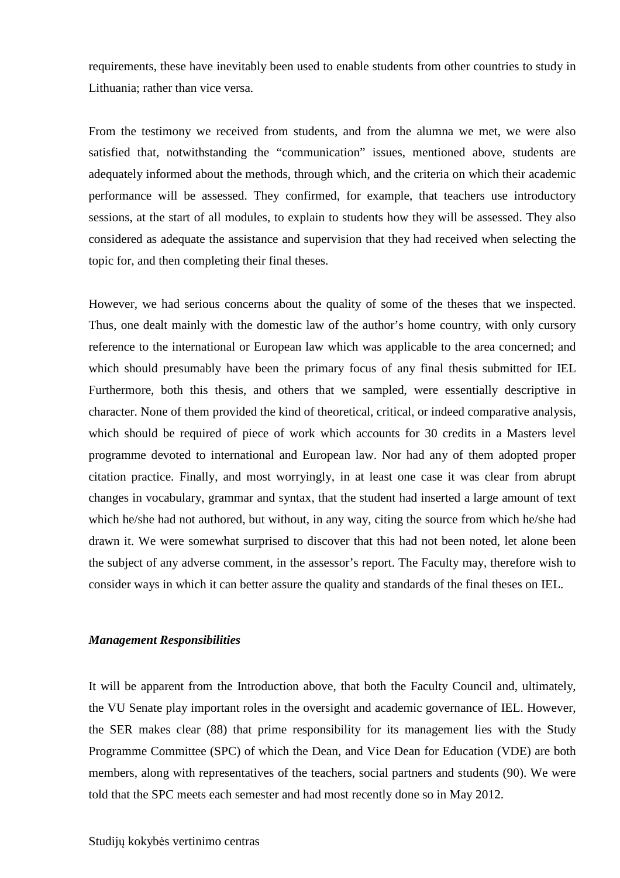requirements, these have inevitably been used to enable students from other countries to study in Lithuania; rather than vice versa.

From the testimony we received from students, and from the alumna we met, we were also satisfied that, notwithstanding the "communication" issues, mentioned above, students are adequately informed about the methods, through which, and the criteria on which their academic performance will be assessed. They confirmed, for example, that teachers use introductory sessions, at the start of all modules, to explain to students how they will be assessed. They also considered as adequate the assistance and supervision that they had received when selecting the topic for, and then completing their final theses.

However, we had serious concerns about the quality of some of the theses that we inspected. Thus, one dealt mainly with the domestic law of the author's home country, with only cursory reference to the international or European law which was applicable to the area concerned; and which should presumably have been the primary focus of any final thesis submitted for IEL Furthermore, both this thesis, and others that we sampled, were essentially descriptive in character. None of them provided the kind of theoretical, critical, or indeed comparative analysis, which should be required of piece of work which accounts for 30 credits in a Masters level programme devoted to international and European law. Nor had any of them adopted proper citation practice. Finally, and most worryingly, in at least one case it was clear from abrupt changes in vocabulary, grammar and syntax, that the student had inserted a large amount of text which he/she had not authored, but without, in any way, citing the source from which he/she had drawn it. We were somewhat surprised to discover that this had not been noted, let alone been the subject of any adverse comment, in the assessor's report. The Faculty may, therefore wish to consider ways in which it can better assure the quality and standards of the final theses on IEL.

***Management Responsibilities***

It will be apparent from the Introduction above, that both the Faculty Council and, ultimately, the VU Senate play important roles in the oversight and academic governance of IEL. However, the SER makes clear (88) that prime responsibility for its management lies with the Study Programme Committee (SPC) of which the Dean, and Vice Dean for Education (VDE) are both members, along with representatives of the teachers, social partners and students (90). We were told that the SPC meets each semester and had most recently done so in May 2012.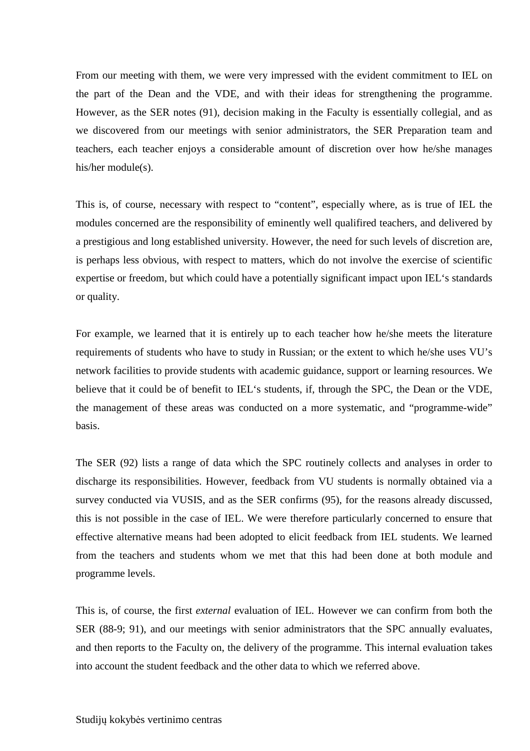From our meeting with them, we were very impressed with the evident commitment to IEL on the part of the Dean and the VDE, and with their ideas for strengthening the programme. However, as the SER notes (91), decision making in the Faculty is essentially collegial, and as we discovered from our meetings with senior administrators, the SER Preparation team and teachers, each teacher enjoys a considerable amount of discretion over how he/she manages his/her module(s).

This is, of course, necessary with respect to "content", especially where, as is true of IEL the modules concerned are the responsibility of eminently well qualifired teachers, and delivered by a prestigious and long established university. However, the need for such levels of discretion are, is perhaps less obvious, with respect to matters, which do not involve the exercise of scientific expertise or freedom, but which could have a potentially significant impact upon IEL's standards or quality.

For example, we learned that it is entirely up to each teacher how he/she meets the literature requirements of students who have to study in Russian; or the extent to which he/she uses VU's network facilities to provide students with academic guidance, support or learning resources. We believe that it could be of benefit to IEL's students, if, through the SPC, the Dean or the VDE, the management of these areas was conducted on a more systematic, and "programme-wide" basis.

The SER (92) lists a range of data which the SPC routinely collects and analyses in order to discharge its responsibilities. However, feedback from VU students is normally obtained via a survey conducted via VUSIS, and as the SER confirms (95), for the reasons already discussed, this is not possible in the case of IEL. We were therefore particularly concerned to ensure that effective alternative means had been adopted to elicit feedback from IEL students. We learned from the teachers and students whom we met that this had been done at both module and programme levels.

This is, of course, the first *external* evaluation of IEL. However we can confirm from both the SER (88-9; 91), and our meetings with senior administrators that the SPC annually evaluates, and then reports to the Faculty on, the delivery of the programme. This internal evaluation takes into account the student feedback and the other data to which we referred above.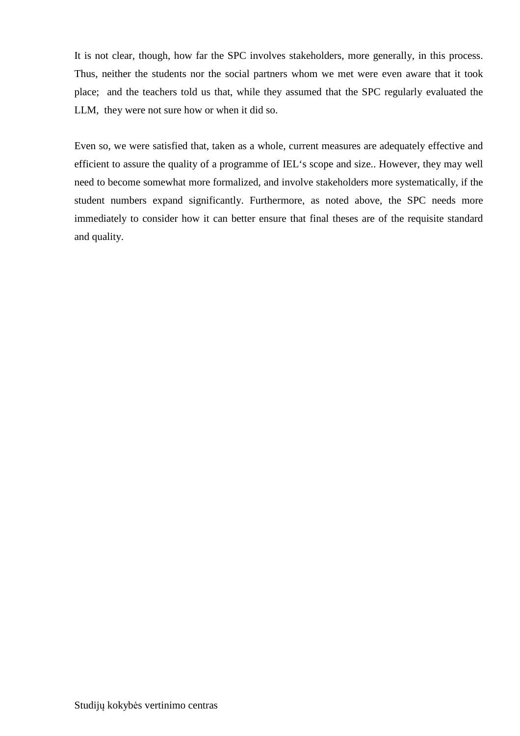It is not clear, though, how far the SPC involves stakeholders, more generally, in this process. Thus, neither the students nor the social partners whom we met were even aware that it took place; and the teachers told us that, while they assumed that the SPC regularly evaluated the LLM, they were not sure how or when it did so.

Even so, we were satisfied that, taken as a whole, current measures are adequately effective and efficient to assure the quality of a programme of IEL's scope and size.. However, they may well need to become somewhat more formalized, and involve stakeholders more systematically, if the student numbers expand significantly. Furthermore, as noted above, the SPC needs more immediately to consider how it can better ensure that final theses are of the requisite standard and quality.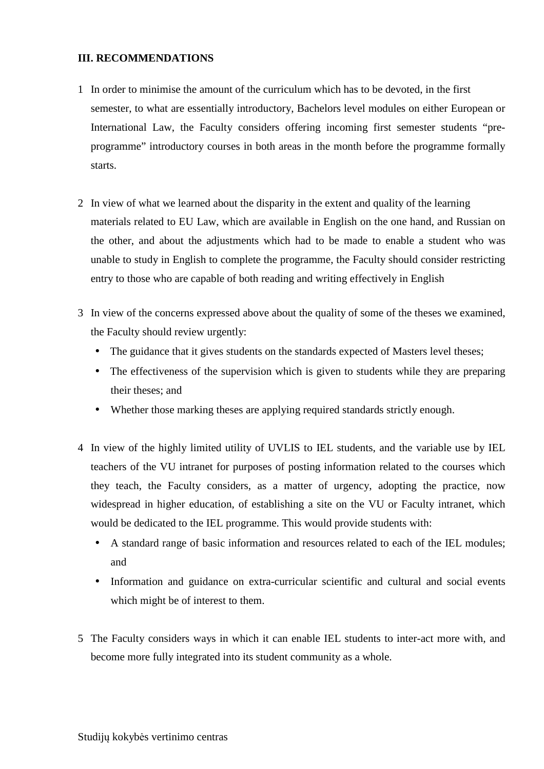**III. RECOMMENDATIONS**

1. In order to minimise the amount of the curriculum which has to be devoted, in the first semester, to what are essentially introductory, Bachelors level modules on either European or International Law, the Faculty considers offering incoming first semester students "pre-programme" introductory courses in both areas in the month before the programme formally starts.

2. In view of what we learned about the disparity in the extent and quality of the learning materials related to EU Law, which are available in English on the one hand, and Russian on the other, and about the adjustments which had to be made to enable a student who was unable to study in English to complete the programme, the Faculty should consider restricting entry to those who are capable of both reading and writing effectively in English

3. In view of the concerns expressed above about the quality of some of the theses we examined, the Faculty should review urgently:
   - The guidance that it gives students on the standards expected of Masters level theses;
   - The effectiveness of the supervision which is given to students while they are preparing their theses; and
   - Whether those marking theses are applying required standards strictly enough.

4. In view of the highly limited utility of UVLIS to IEL students, and the variable use by IEL teachers of the VU intranet for purposes of posting information related to the courses which they teach, the Faculty considers, as a matter of urgency, adopting the practice, now widespread in higher education, of establishing a site on the VU or Faculty intranet, which would be dedicated to the IEL programme. This would provide students with:
   - A standard range of basic information and resources related to each of the IEL modules; and
   - Information and guidance on extra-curricular scientific and cultural and social events which might be of interest to them.

5. The Faculty considers ways in which it can enable IEL students to inter-act more with, and become more fully integrated into its student community as a whole.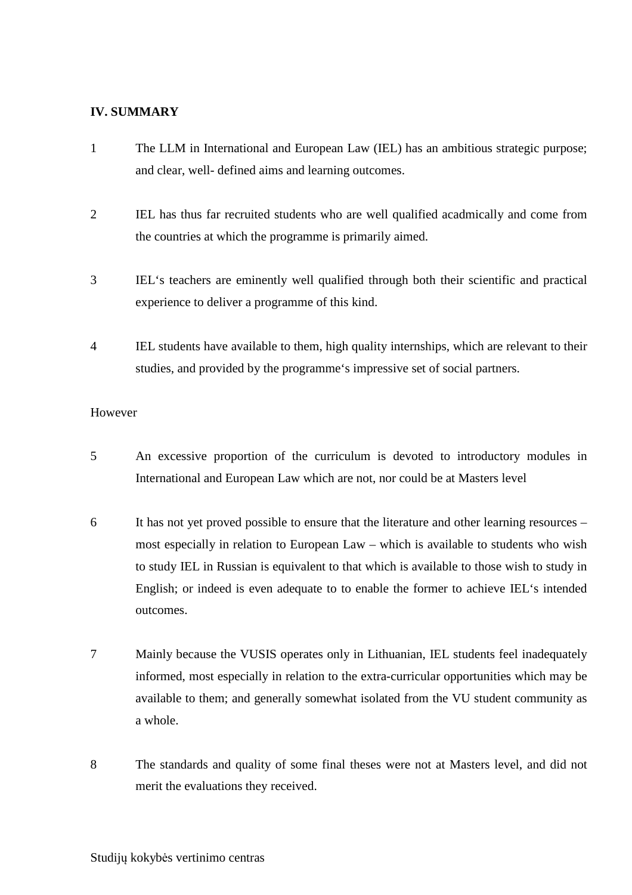## IV. SUMMARY

1 The LLM in International and European Law (IEL) has an ambitious strategic purpose; and clear, well- defined aims and learning outcomes.

2 IEL has thus far recruited students who are well qualified acadmically and come from the countries at which the programme is primarily aimed.

3 IEL‘s teachers are eminently well qualified through both their scientific and practical experience to deliver a programme of this kind.

4 IEL students have available to them, high quality internships, which are relevant to their studies, and provided by the programme‘s impressive set of social partners.

However

5 An excessive proportion of the curriculum is devoted to introductory modules in International and European Law which are not, nor could be at Masters level

6 It has not yet proved possible to ensure that the literature and other learning resources – most especially in relation to European Law – which is available to students who wish to study IEL in Russian is equivalent to that which is available to those wish to study in English; or indeed is even adequate to to enable the former to achieve IEL‘s intended outcomes.

7 Mainly because the VUSIS operates only in Lithuanian, IEL students feel inadequately informed, most especially in relation to the extra-curricular opportunities which may be available to them; and generally somewhat isolated from the VU student community as a whole.

8 The standards and quality of some final theses were not at Masters level, and did not merit the evaluations they received.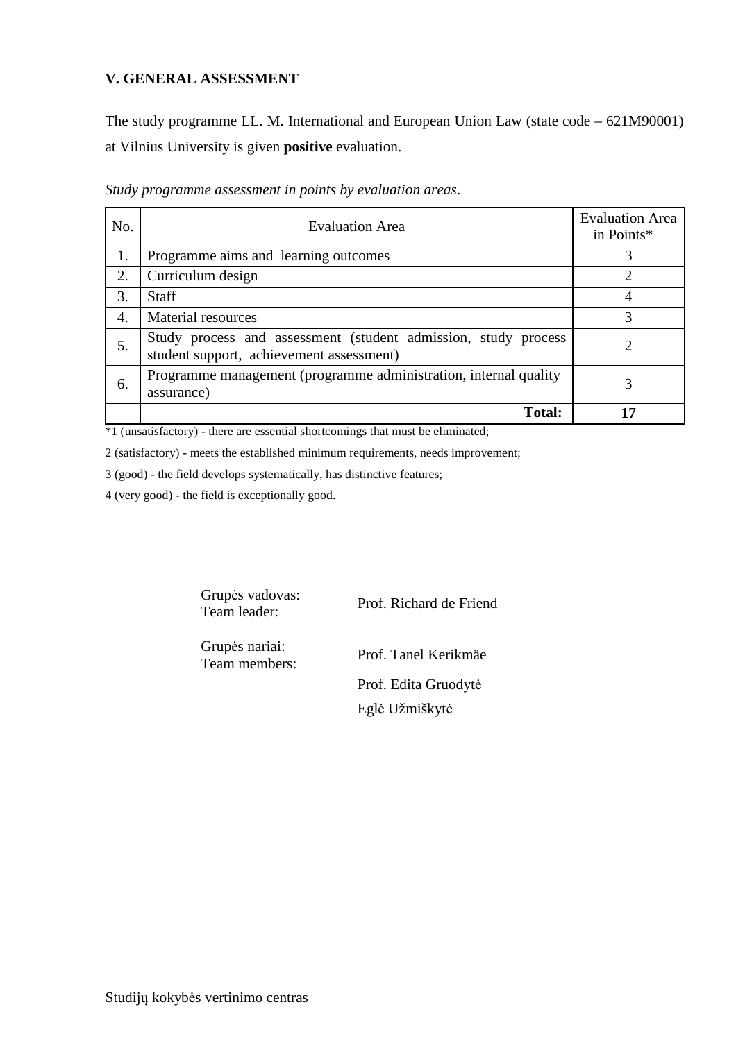## V. GENERAL ASSESSMENT

The study programme LL. M. International and European Union Law (state code – 621M90001) at Vilnius University is given **positive** evaluation.

*Study programme assessment in points by evaluation areas*.

| No. | Evaluation Area | Evaluation Area in Points* |
|---|---|---|
| 1. | Programme aims and learning outcomes | 3 |
| 2. | Curriculum design | 2 |
| 3. | Staff | 4 |
| 4. | Material resources | 3 |
| 5. | Study process and assessment (student admission, study process student support, achievement assessment) | 2 |
| 6. | Programme management (programme administration, internal quality assurance) | 3 |
| | **Total:** | **17** |

*1 (unsatisfactory) - there are essential shortcomings that must be eliminated;

2 (satisfactory) - meets the established minimum requirements, needs improvement;

3 (good) - the field develops systematically, has distinctive features;

4 (very good) - the field is exceptionally good.

Grupės vadovas:
Team leader: Prof. Richard de Friend

Grupės nariai:
Team members: Prof. Tanel Kerikmäe

Prof. Edita Gruodytė

Eglė Užmiškytė

Studijų kokybės vertinimo centras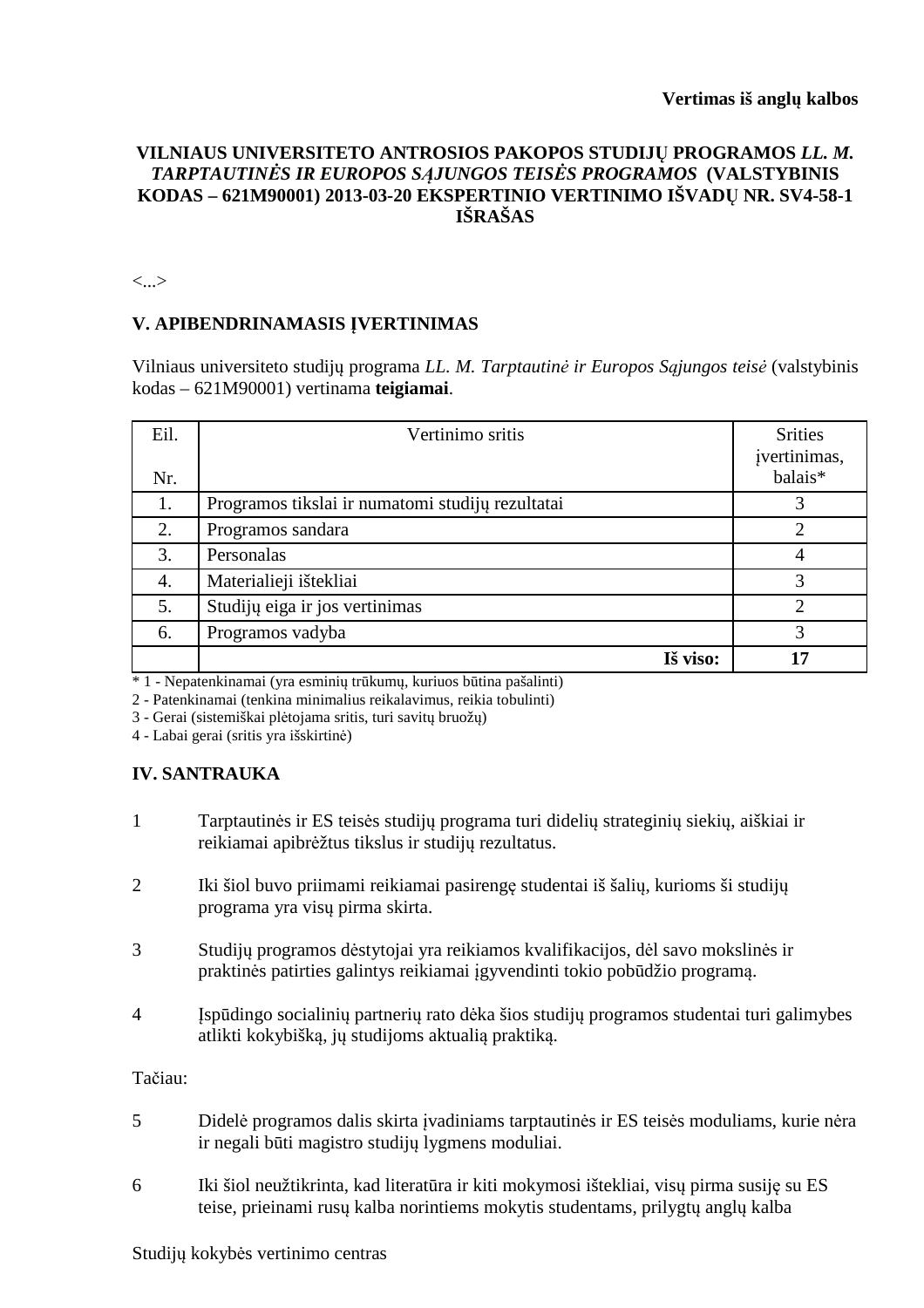**Vertimas iš anglų kalbos**

**VILNIAUS UNIVERSITETO ANTROSIOS PAKOPOS STUDIJŲ PROGRAMOS *LL. M. TARPTAUTINĖS IR EUROPOS SĄJUNGOS TEISĖS PROGRAMOS* (VALSTYBINIS KODAS – 621M90001) 2013-03-20 EKSPERTINIO VERTINIMO IŠVADŲ NR. SV4-58-1 IŠRAŠAS**

<...>

## V. APIBENDRINAMASIS ĮVERTINIMAS

Vilniaus universiteto studijų programa *LL. M. Tarptautinė ir Europos Sąjungos teisė* (valstybinis kodas – 621M90001) vertinama **teigiamai**.

| Eil. Nr. | Vertinimo sritis | Srities įvertinimas, balais* |
|---|---|---|
| 1. | Programos tikslai ir numatomi studijų rezultatai | 3 |
| 2. | Programos sandara | 2 |
| 3. | Personalas | 4 |
| 4. | Materialieji ištekliai | 3 |
| 5. | Studijų eiga ir jos vertinimas | 2 |
| 6. | Programos vadyba | 3 |
| | **Iš viso:** | **17** |

\* 1 - Nepatenkinamai (yra esminių trūkumų, kuriuos būtina pašalinti)
2 - Patenkinamai (tenkina minimalius reikalavimus, reikia tobulinti)
3 - Gerai (sistemiškai plėtojama sritis, turi savitų bruožų)
4 - Labai gerai (sritis yra išskirtinė)

## IV. SANTRAUKA

1 Tarptautinės ir ES teisės studijų programa turi didelių strateginių siekių, aiškiai ir reikiamai apibrėžtus tikslus ir studijų rezultatus.

2 Iki šiol buvo priimami reikiamai pasirengę studentai iš šalių, kurioms ši studijų programa yra visų pirma skirta.

3 Studijų programos dėstytojai yra reikiamos kvalifikacijos, dėl savo mokslinės ir praktinės patirties galintys reikiamai įgyvendinti tokio pobūdžio programą.

4 Įspūdingo socialinių partnerių rato dėka šios studijų programos studentai turi galimybes atlikti kokybišką, jų studijoms aktualią praktiką.

Tačiau:

5 Didelė programos dalis skirta įvadiniams tarptautinės ir ES teisės moduliams, kurie nėra ir negali būti magistro studijų lygmens moduliai.

6 Iki šiol neužtikrinta, kad literatūra ir kiti mokymosi ištekliai, visų pirma susiję su ES teise, prieinami rusų kalba norintiems mokytis studentams, prilygtų anglų kalba

Studijų kokybės vertinimo centras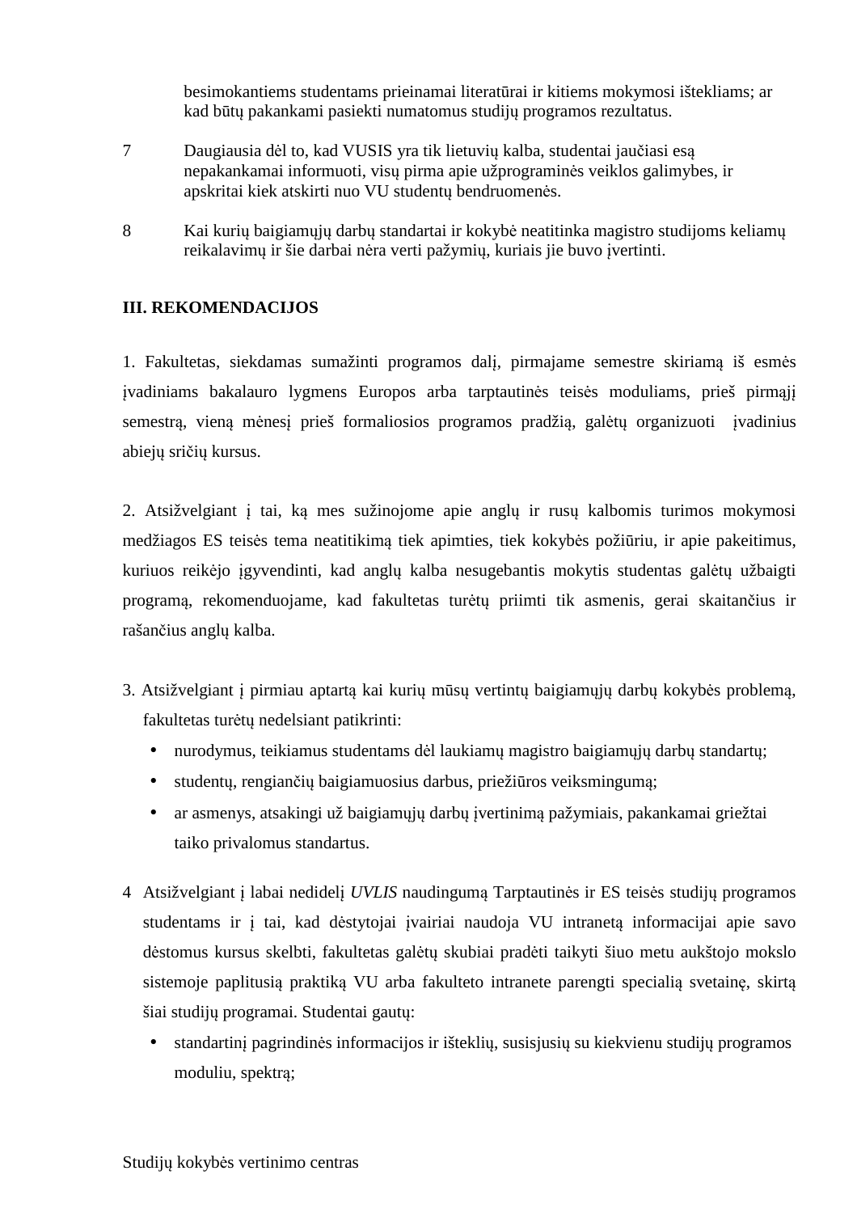besimokantiems studentams prieinamai literatūrai ir kitiems mokymosi ištekliams; ar kad būtų pakankami pasiekti numatomus studijų programos rezultatus.

7 Daugiausia dėl to, kad VUSIS yra tik lietuvių kalba, studentai jaučiasi esą nepakankamai informuoti, visų pirma apie užprograminės veiklos galimybes, ir apskritai kiek atskirti nuo VU studentų bendruomenės.

8 Kai kurių baigiamųjų darbų standartai ir kokybė neatitinka magistro studijoms keliamų reikalavimų ir šie darbai nėra verti pažymių, kuriais jie buvo įvertinti.

**III. REKOMENDACIJOS**

1. Fakultetas, siekdamas sumažinti programos dalį, pirmajame semestre skiriamą iš esmės įvadiniams bakalauro lygmens Europos arba tarptautinės teisės moduliams, prieš pirmąjį semestrą, vieną mėnesį prieš formaliosios programos pradžią, galėtų organizuoti įvadinius abiejų sričių kursus.

2. Atsižvelgiant į tai, ką mes sužinojome apie anglų ir rusų kalbomis turimos mokymosi medžiagos ES teisės tema neatitikimą tiek apimties, tiek kokybės požiūriu, ir apie pakeitimus, kuriuos reikėjo įgyvendinti, kad anglų kalba nesugebantis mokytis studentas galėtų užbaigti programą, rekomenduojame, kad fakultetas turėtų priimti tik asmenis, gerai skaitančius ir rašančius anglų kalba.

3. Atsižvelgiant į pirmiau aptartą kai kurių mūsų vertintų baigiamųjų darbų kokybės problemą, fakultetas turėtų nedelsiant patikrinti:

- nurodymus, teikiamus studentams dėl laukiamų magistro baigiamųjų darbų standartų;
- studentų, rengiančių baigiamuosius darbus, priežiūros veiksmingumą;
- ar asmenys, atsakingi už baigiamųjų darbų įvertinimą pažymiais, pakankamai griežtai taiko privalomus standartus.

4 Atsižvelgiant į labai nedidelį *UVLIS* naudingumą Tarptautinės ir ES teisės studijų programos studentams ir į tai, kad dėstytojai įvairiai naudoja VU intranetą informacijai apie savo dėstomus kursus skelbti, fakultetas galėtų skubiai pradėti taikyti šiuo metu aukštojo mokslo sistemoje paplitusią praktiką VU arba fakulteto intranete parengti specialią svetainę, skirtą šiai studijų programai. Studentai gautų:

- standartinį pagrindinės informacijos ir išteklių, susisjusių su kiekvienu studijų programos moduliu, spektrą;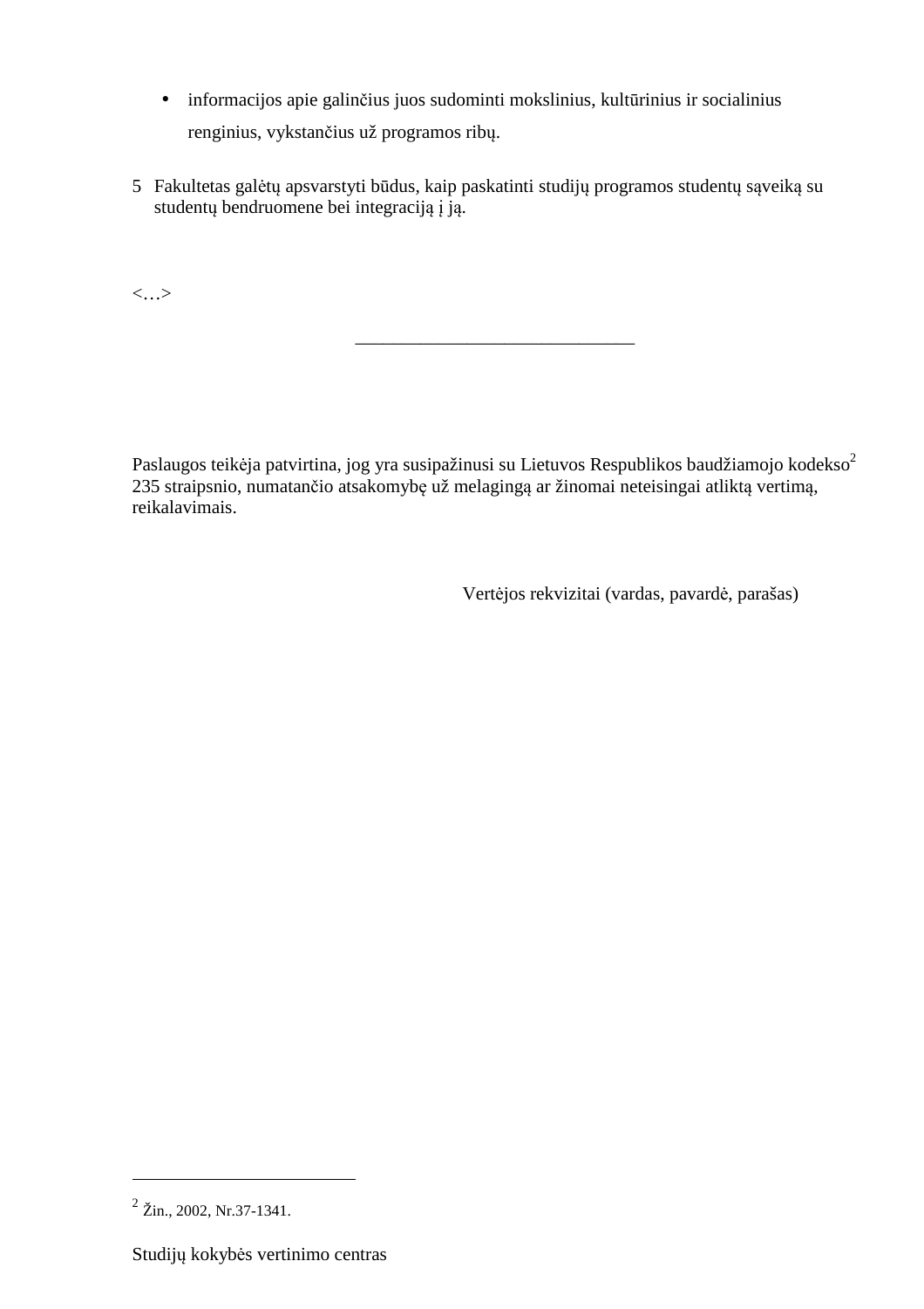- informacijos apie galinčius juos sudominti mokslinius, kultūrinius ir socialinius renginius, vykstančius už programos ribų.

5 Fakultetas galėtų apsvarstyti būdus, kaip paskatinti studijų programos studentų sąveiką su studentų bendruomene bei integraciją į ją.

<…>

______________________________

Paslaugos teikėja patvirtina, jog yra susipažinusi su Lietuvos Respublikos baudžiamojo kodekso[2] 235 straipsnio, numatančio atsakomybę už melagingą ar žinomai neteisingai atliktą vertimą, reikalavimais.

Vertėjos rekvizitai (vardas, pavardė, parašas)

[2] Žin., 2002, Nr.37-1341.

Studijų kokybės vertinimo centras